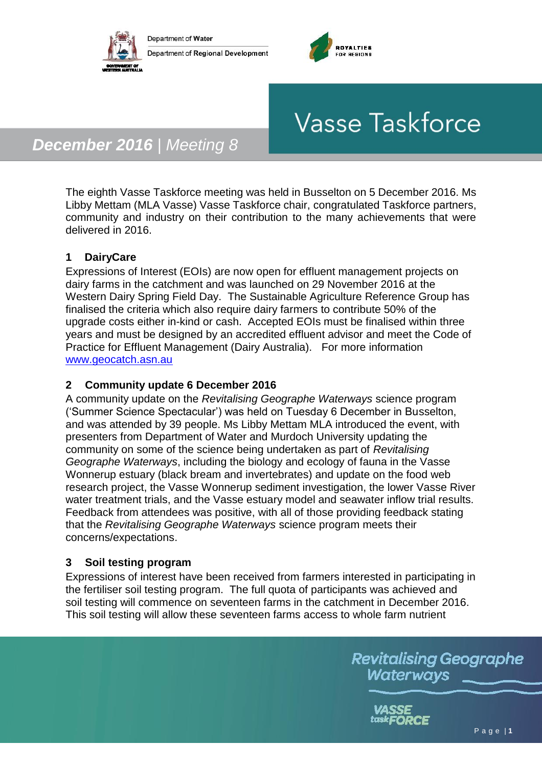Department of Water

Department of Regional Development

# Vasse Taskforce

## *December 2016 | Meeting 8*

The eighth Vasse Taskforce meeting was held in Busselton on 5 December 2016. Ms Libby Mettam (MLA Vasse) Vasse Taskforce chair, congratulated Taskforce partners, community and industry on their contribution to the many achievements that were delivered in 2016.

### 1 DairyCare

Expressions of Interest (EOIs) are now open for effluent management projects on dairy farms in the catchment and was launched on 29 November 2016 at the Western Dairy Spring Field Day. The Sustainable Agriculture Reference Group has finalised the criteria which also require dairy farmers to contribute 50% of the upgrade costs either in-kind or cash. Accepted EOIs must be finalised within three years and must be designed by an accredited effluent advisor and meet the Code of Practice for Effluent Management (Dairy Australia). For more information [www.geocatch.asn.au](http://www.geocatch.asn.au)

### 2 Community update 6 December 2016

A community update on the *Revitalising Geographe Waterways* science program ('Summer Science Spectacular') was held on Tuesday 6 December in Busselton, and was attended by 39 people. Ms Libby Mettam MLA introduced the event, with presenters from Department of Water and Murdoch University updating the community on some of the science being undertaken as part of *Revitalising Geographe Waterways*, including the biology and ecology of fauna in the Vasse Wonnerup estuary (black bream and invertebrates) and update on the food web research project, the Vasse Wonnerup sediment investigation, the lower Vasse River water treatment trials, and the Vasse estuary model and seawater inflow trial results. Feedback from attendees was positive, with all of those providing feedback stating that the *Revitalising Geographe Waterways* science program meets their concerns/expectations.

### 3 Soil testing program

Expressions of interest have been received from farmers interested in participating in the fertiliser soil testing program. The full quota of participants was achieved and soil testing will commence on seventeen farms in the catchment in December 2016. This soil testing will allow these seventeen farms access to whole farm nutrient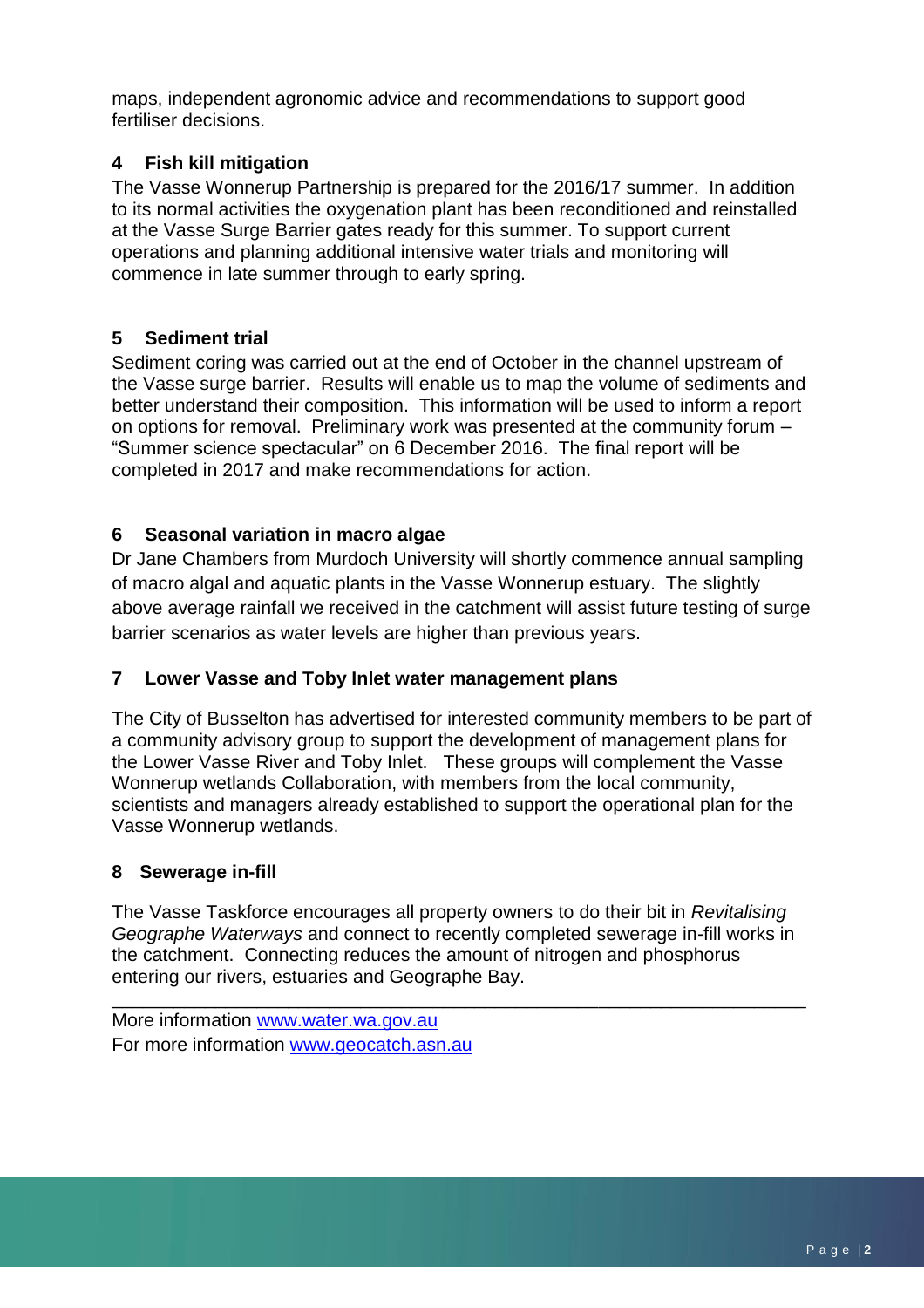maps, independent agronomic advice and recommendations to support good fertiliser decisions.

## 4 Fish kill mitigation

The Vasse Wonnerup Partnership is prepared for the 2016/17 summer. In addition to its normal activities the oxygenation plant has been reconditioned and reinstalled at the Vasse Surge Barrier gates ready for this summer. To support current operations and planning additional intensive water trials and monitoring will commence in late summer through to early spring.

## 5 Sediment trial

Sediment coring was carried out at the end of October in the channel upstream of the Vasse surge barrier. Results will enable us to map the volume of sediments and better understand their composition. This information will be used to inform a report on options for removal. Preliminary work was presented at the community forum – "Summer science spectacular" on 6 December 2016. The final report will be completed in 2017 and make recommendations for action.

## 6 Seasonal variation in macro algae

Dr Jane Chambers from Murdoch University will shortly commence annual sampling of macro algal and aquatic plants in the Vasse Wonnerup estuary. The slightly above average rainfall we received in the catchment will assist future testing of surge barrier scenarios as water levels are higher than previous years.

## 7 Lower Vasse and Toby Inlet water management plans

The City of Busselton has advertised for interested community members to be part of a community advisory group to support the development of management plans for the Lower Vasse River and Toby Inlet. These groups will complement the Vasse Wonnerup wetlands Collaboration, with members from the local community, scientists and managers already established to support the operational plan for the Vasse Wonnerup wetlands.

## 8 Sewerage in-fill

The Vasse Taskforce encourages all property owners to do their bit in *Revitalising Geographe Waterways* and connect to recently completed sewerage in-fill works in the catchment. Connecting reduces the amount of nitrogen and phosphorus entering our rivers, estuaries and Geographe Bay.

---

More information [www.water.wa.gov.au](http://www.water.wa.gov.au)
For more information [www.geocatch.asn.au](http://www.geocatch.asn.au)